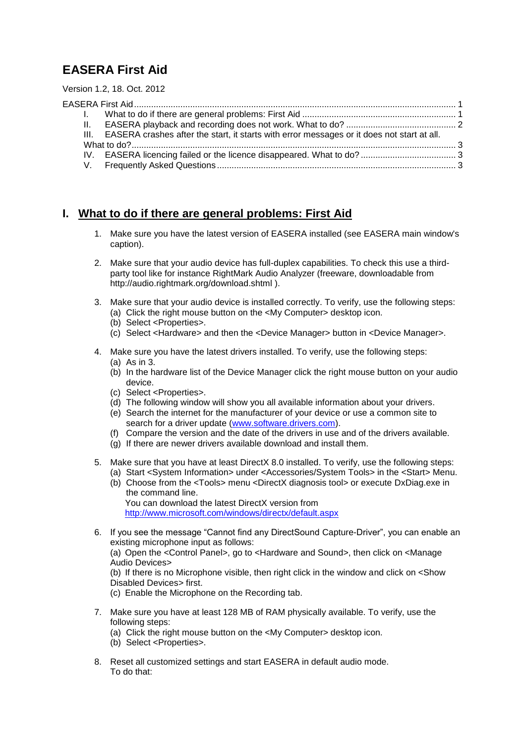# EASERA First Aid

Version 1.2, 18. Oct. 2012

EASERA First Aid ........................................................................................................................ 1
- I. What to do if there are general problems: First Aid ............................................................ 1
- II. EASERA playback and recording does not work. What to do? ........................................... 2
- III. EASERA crashes after the start, it starts with error messages or it does not start at all. What to do? ................................................................................................................................ 3
- IV. EASERA licencing failed or the licence disappeared. What to do? ..................................... 3
- V. Frequently Asked Questions ................................................................................................ 3

## I. What to do if there are general problems: First Aid

1. Make sure you have the latest version of EASERA installed (see EASERA main window's caption).

2. Make sure that your audio device has full-duplex capabilities. To check this use a third-party tool like for instance RightMark Audio Analyzer (freeware, downloadable from http://audio.rightmark.org/download.shtml ).

3. Make sure that your audio device is installed correctly. To verify, use the following steps:
   (a) Click the right mouse button on the <My Computer> desktop icon.
   (b) Select <Properties>.
   (c) Select <Hardware> and then the <Device Manager> button in <Device Manager>.

4. Make sure you have the latest drivers installed. To verify, use the following steps:
   (a) As in 3.
   (b) In the hardware list of the Device Manager click the right mouse button on your audio device.
   (c) Select <Properties>.
   (d) The following window will show you all available information about your drivers.
   (e) Search the internet for the manufacturer of your device or use a common site to search for a driver update (www.software.drivers.com).
   (f) Compare the version and the date of the drivers in use and of the drivers available.
   (g) If there are newer drivers available download and install them.

5. Make sure that you have at least DirectX 8.0 installed. To verify, use the following steps:
   (a) Start <System Information> under <Accessories/System Tools> in the <Start> Menu.
   (b) Choose from the <Tools> menu <DirectX diagnosis tool> or execute DxDiag.exe in the command line.
   You can download the latest DirectX version from http://www.microsoft.com/windows/directx/default.aspx

6. If you see the message "Cannot find any DirectSound Capture-Driver", you can enable an existing microphone input as follows:
   (a) Open the <Control Panel>, go to <Hardware and Sound>, then click on <Manage Audio Devices>
   (b) If there is no Microphone visible, then right click in the window and click on <Show Disabled Devices> first.
   (c) Enable the Microphone on the Recording tab.

7. Make sure you have at least 128 MB of RAM physically available. To verify, use the following steps:
   (a) Click the right mouse button on the <My Computer> desktop icon.
   (b) Select <Properties>.

8. Reset all customized settings and start EASERA in default audio mode.
   To do that: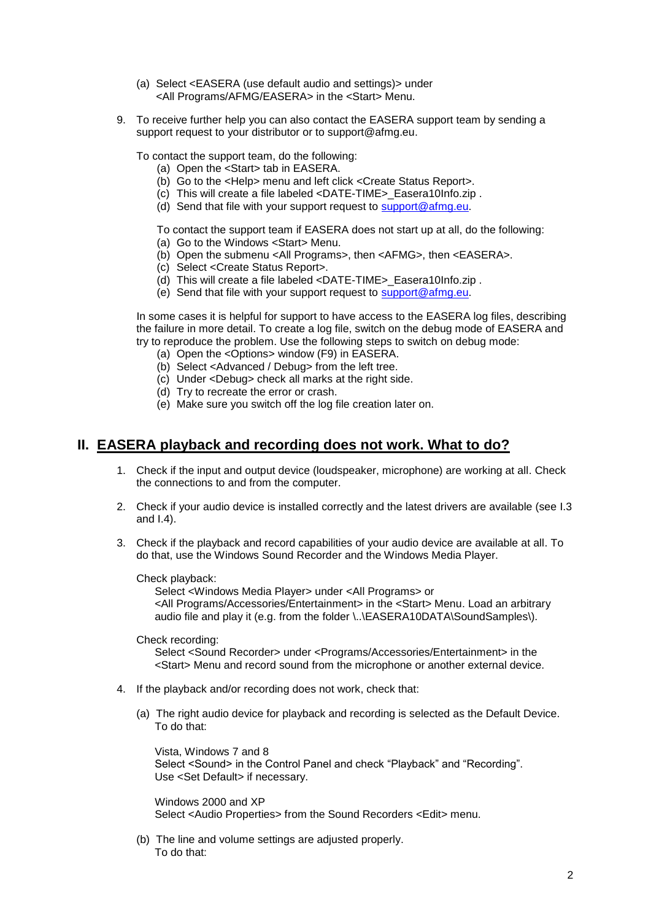(a) Select <EASERA (use default audio and settings)> under <All Programs/AFMG/EASERA> in the <Start> Menu.

9. To receive further help you can also contact the EASERA support team by sending a support request to your distributor or to support@afmg.eu.

   To contact the support team, do the following:
   (a) Open the <Start> tab in EASERA.
   (b) Go to the <Help> menu and left click <Create Status Report>.
   (c) This will create a file labeled <DATE-TIME>_Easera10Info.zip .
   (d) Send that file with your support request to support@afmg.eu.

   To contact the support team if EASERA does not start up at all, do the following:
   (a) Go to the Windows <Start> Menu.
   (b) Open the submenu <All Programs>, then <AFMG>, then <EASERA>.
   (c) Select <Create Status Report>.
   (d) This will create a file labeled <DATE-TIME>_Easera10Info.zip .
   (e) Send that file with your support request to support@afmg.eu.

   In some cases it is helpful for support to have access to the EASERA log files, describing the failure in more detail. To create a log file, switch on the debug mode of EASERA and try to reproduce the problem. Use the following steps to switch on debug mode:
   (a) Open the <Options> window (F9) in EASERA.
   (b) Select <Advanced / Debug> from the left tree.
   (c) Under <Debug> check all marks at the right side.
   (d) Try to recreate the error or crash.
   (e) Make sure you switch off the log file creation later on.

## II. EASERA playback and recording does not work. What to do?

1. Check if the input and output device (loudspeaker, microphone) are working at all. Check the connections to and from the computer.

2. Check if your audio device is installed correctly and the latest drivers are available (see I.3 and I.4).

3. Check if the playback and record capabilities of your audio device are available at all. To do that, use the Windows Sound Recorder and the Windows Media Player.

   Check playback:
   Select <Windows Media Player> under <All Programs> or <All Programs/Accessories/Entertainment> in the <Start> Menu. Load an arbitrary audio file and play it (e.g. from the folder \..\EASERA10DATA\SoundSamples\).

   Check recording:
   Select <Sound Recorder> under <Programs/Accessories/Entertainment> in the <Start> Menu and record sound from the microphone or another external device.

4. If the playback and/or recording does not work, check that:

   (a) The right audio device for playback and recording is selected as the Default Device. To do that:

   Vista, Windows 7 and 8
   Select <Sound> in the Control Panel and check "Playback" and "Recording". Use <Set Default> if necessary.

   Windows 2000 and XP
   Select <Audio Properties> from the Sound Recorders <Edit> menu.

   (b) The line and volume settings are adjusted properly. To do that: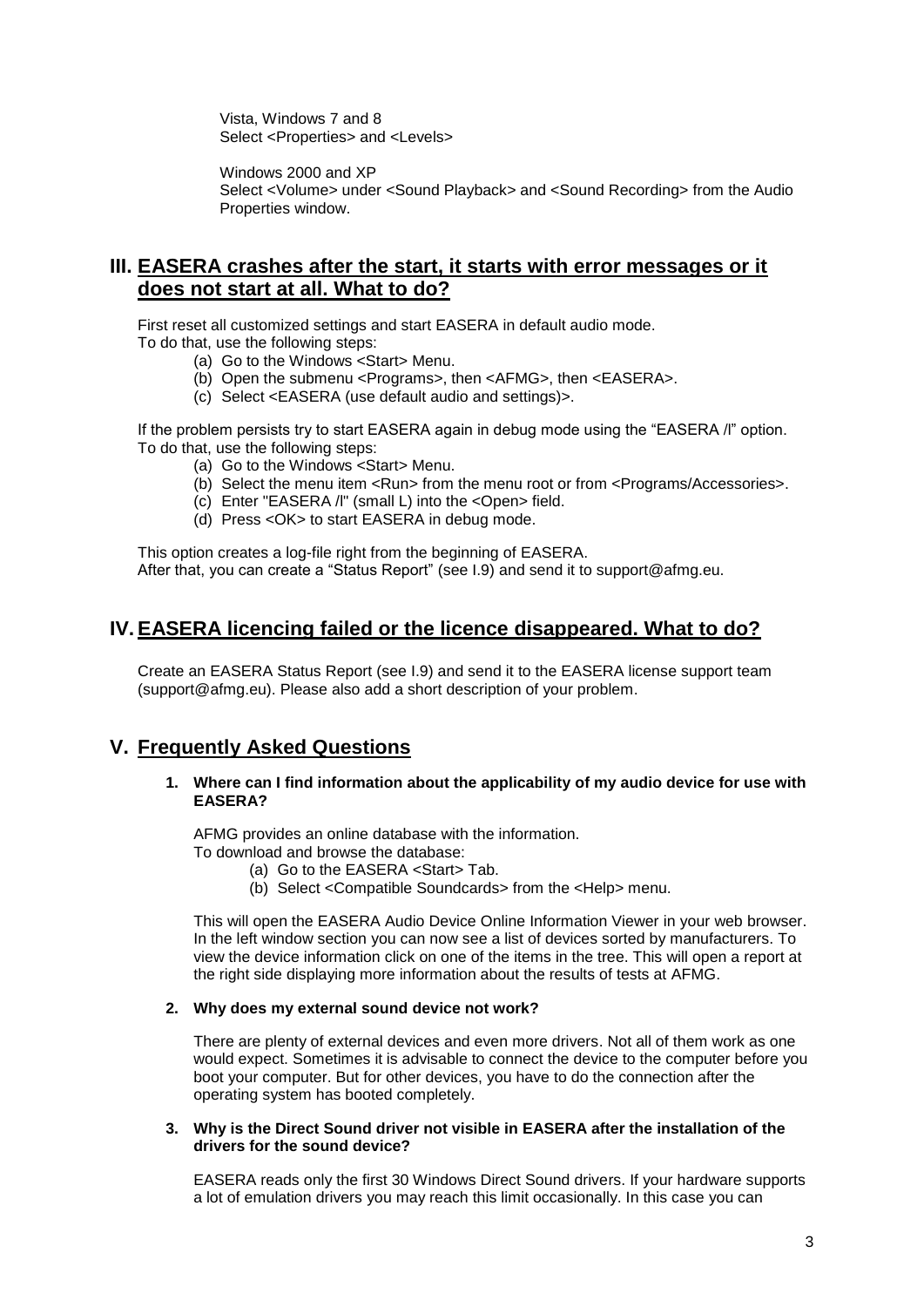Vista, Windows 7 and 8
Select <Properties> and <Levels>

Windows 2000 and XP
Select <Volume> under <Sound Playback> and <Sound Recording> from the Audio Properties window.

## III. EASERA crashes after the start, it starts with error messages or it does not start at all. What to do?

First reset all customized settings and start EASERA in default audio mode.
To do that, use the following steps:

(a) Go to the Windows <Start> Menu.
(b) Open the submenu <Programs>, then <AFMG>, then <EASERA>.
(c) Select <EASERA (use default audio and settings)>.

If the problem persists try to start EASERA again in debug mode using the "EASERA /l" option.
To do that, use the following steps:

(a) Go to the Windows <Start> Menu.
(b) Select the menu item <Run> from the menu root or from <Programs/Accessories>.
(c) Enter "EASERA /l" (small L) into the <Open> field.
(d) Press <OK> to start EASERA in debug mode.

This option creates a log-file right from the beginning of EASERA.
After that, you can create a "Status Report" (see I.9) and send it to support@afmg.eu.

## IV. EASERA licencing failed or the licence disappeared. What to do?

Create an EASERA Status Report (see I.9) and send it to the EASERA license support team (support@afmg.eu). Please also add a short description of your problem.

## V. Frequently Asked Questions

**1. Where can I find information about the applicability of my audio device for use with EASERA?**

AFMG provides an online database with the information.
To download and browse the database:

(a) Go to the EASERA <Start> Tab.
(b) Select <Compatible Soundcards> from the <Help> menu.

This will open the EASERA Audio Device Online Information Viewer in your web browser. In the left window section you can now see a list of devices sorted by manufacturers. To view the device information click on one of the items in the tree. This will open a report at the right side displaying more information about the results of tests at AFMG.

**2. Why does my external sound device not work?**

There are plenty of external devices and even more drivers. Not all of them work as one would expect. Sometimes it is advisable to connect the device to the computer before you boot your computer. But for other devices, you have to do the connection after the operating system has booted completely.

**3. Why is the Direct Sound driver not visible in EASERA after the installation of the drivers for the sound device?**

EASERA reads only the first 30 Windows Direct Sound drivers. If your hardware supports a lot of emulation drivers you may reach this limit occasionally. In this case you can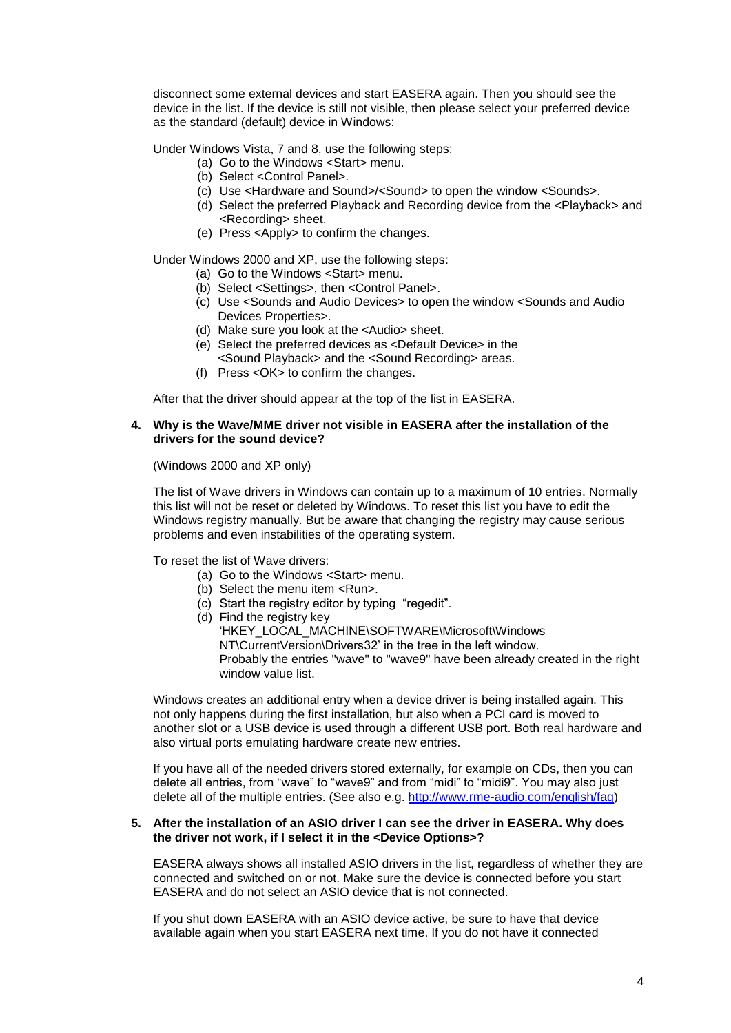disconnect some external devices and start EASERA again. Then you should see the device in the list. If the device is still not visible, then please select your preferred device as the standard (default) device in Windows:

Under Windows Vista, 7 and 8, use the following steps:

(a) Go to the Windows <Start> menu.
(b) Select <Control Panel>.
(c) Use <Hardware and Sound>/<Sound> to open the window <Sounds>.
(d) Select the preferred Playback and Recording device from the <Playback> and <Recording> sheet.
(e) Press <Apply> to confirm the changes.

Under Windows 2000 and XP, use the following steps:

(a) Go to the Windows <Start> menu.
(b) Select <Settings>, then <Control Panel>.
(c) Use <Sounds and Audio Devices> to open the window <Sounds and Audio Devices Properties>.
(d) Make sure you look at the <Audio> sheet.
(e) Select the preferred devices as <Default Device> in the <Sound Playback> and the <Sound Recording> areas.
(f) Press <OK> to confirm the changes.

After that the driver should appear at the top of the list in EASERA.

**4. Why is the Wave/MME driver not visible in EASERA after the installation of the drivers for the sound device?**

(Windows 2000 and XP only)

The list of Wave drivers in Windows can contain up to a maximum of 10 entries. Normally this list will not be reset or deleted by Windows. To reset this list you have to edit the Windows registry manually. But be aware that changing the registry may cause serious problems and even instabilities of the operating system.

To reset the list of Wave drivers:

(a) Go to the Windows <Start> menu.
(b) Select the menu item <Run>.
(c) Start the registry editor by typing "regedit".
(d) Find the registry key 'HKEY_LOCAL_MACHINE\SOFTWARE\Microsoft\Windows NT\CurrentVersion\Drivers32' in the tree in the left window. Probably the entries "wave" to "wave9" have been already created in the right window value list.

Windows creates an additional entry when a device driver is being installed again. This not only happens during the first installation, but also when a PCI card is moved to another slot or a USB device is used through a different USB port. Both real hardware and also virtual ports emulating hardware create new entries.

If you have all of the needed drivers stored externally, for example on CDs, then you can delete all entries, from "wave" to "wave9" and from "midi" to "midi9". You may also just delete all of the multiple entries. (See also e.g. [http://www.rme-audio.com/english/faq](http://www.rme-audio.com/english/faq))

**5. After the installation of an ASIO driver I can see the driver in EASERA. Why does the driver not work, if I select it in the <Device Options>?**

EASERA always shows all installed ASIO drivers in the list, regardless of whether they are connected and switched on or not. Make sure the device is connected before you start EASERA and do not select an ASIO device that is not connected.

If you shut down EASERA with an ASIO device active, be sure to have that device available again when you start EASERA next time. If you do not have it connected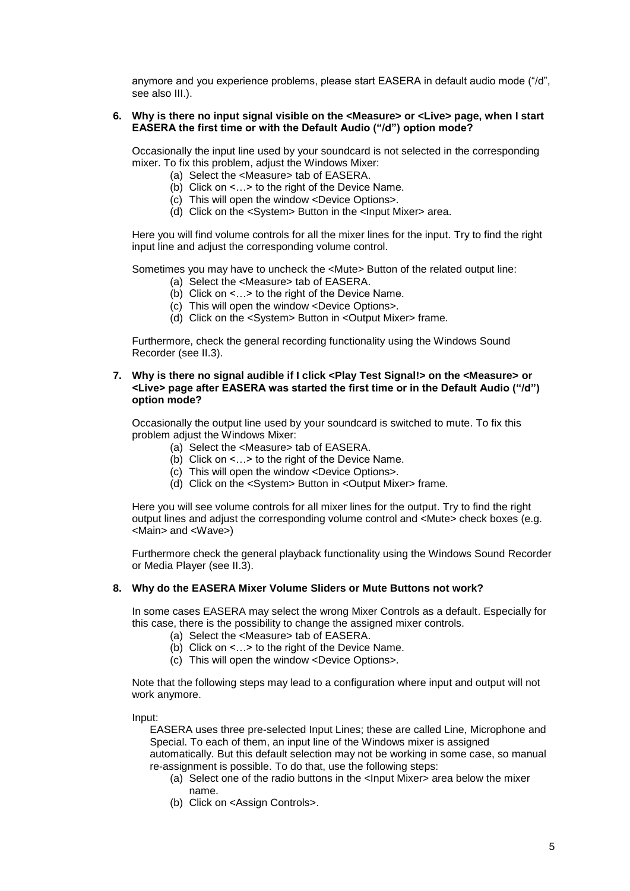anymore and you experience problems, please start EASERA in default audio mode ("/d", see also III.).

**6. Why is there no input signal visible on the <Measure> or <Live> page, when I start EASERA the first time or with the Default Audio ("/d") option mode?**

Occasionally the input line used by your soundcard is not selected in the corresponding mixer. To fix this problem, adjust the Windows Mixer:

(a) Select the <Measure> tab of EASERA.
(b) Click on <…> to the right of the Device Name.
(c) This will open the window <Device Options>.
(d) Click on the <System> Button in the <Input Mixer> area.

Here you will find volume controls for all the mixer lines for the input. Try to find the right input line and adjust the corresponding volume control.

Sometimes you may have to uncheck the <Mute> Button of the related output line:

(a) Select the <Measure> tab of EASERA.
(b) Click on <…> to the right of the Device Name.
(c) This will open the window <Device Options>.
(d) Click on the <System> Button in <Output Mixer> frame.

Furthermore, check the general recording functionality using the Windows Sound Recorder (see II.3).

**7. Why is there no signal audible if I click <Play Test Signal!> on the <Measure> or <Live> page after EASERA was started the first time or in the Default Audio ("/d") option mode?**

Occasionally the output line used by your soundcard is switched to mute. To fix this problem adjust the Windows Mixer:

(a) Select the <Measure> tab of EASERA.
(b) Click on <…> to the right of the Device Name.
(c) This will open the window <Device Options>.
(d) Click on the <System> Button in <Output Mixer> frame.

Here you will see volume controls for all mixer lines for the output. Try to find the right output lines and adjust the corresponding volume control and <Mute> check boxes (e.g. <Main> and <Wave>)

Furthermore check the general playback functionality using the Windows Sound Recorder or Media Player (see II.3).

**8. Why do the EASERA Mixer Volume Sliders or Mute Buttons not work?**

In some cases EASERA may select the wrong Mixer Controls as a default. Especially for this case, there is the possibility to change the assigned mixer controls.

(a) Select the <Measure> tab of EASERA.
(b) Click on <…> to the right of the Device Name.
(c) This will open the window <Device Options>.

Note that the following steps may lead to a configuration where input and output will not work anymore.

Input:

EASERA uses three pre-selected Input Lines; these are called Line, Microphone and Special. To each of them, an input line of the Windows mixer is assigned automatically. But this default selection may not be working in some case, so manual re-assignment is possible. To do that, use the following steps:

(a) Select one of the radio buttons in the <Input Mixer> area below the mixer name.
(b) Click on <Assign Controls>.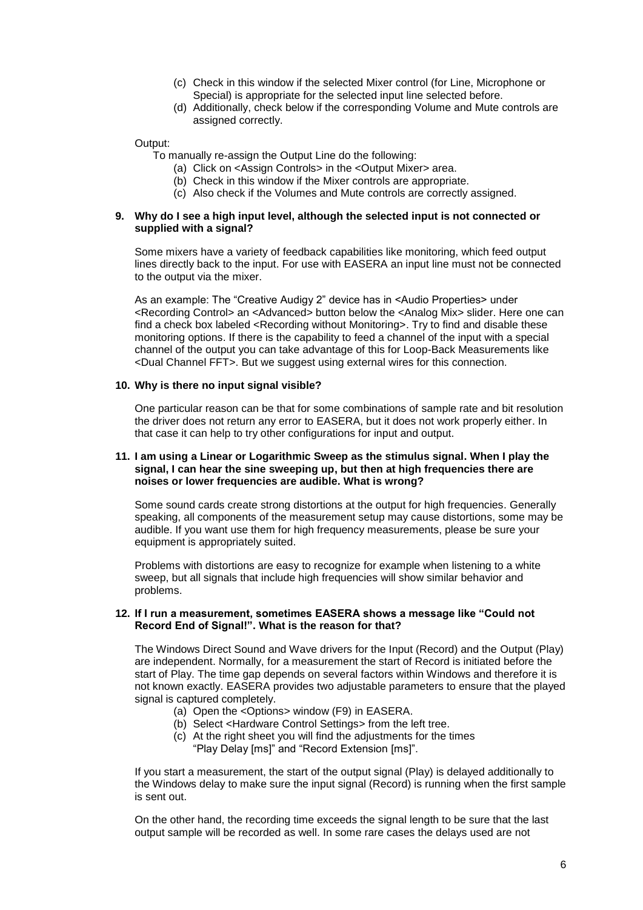(c) Check in this window if the selected Mixer control (for Line, Microphone or Special) is appropriate for the selected input line selected before.
   (d) Additionally, check below if the corresponding Volume and Mute controls are assigned correctly.

Output:

To manually re-assign the Output Line do the following:

   (a) Click on <Assign Controls> in the <Output Mixer> area.
   (b) Check in this window if the Mixer controls are appropriate.
   (c) Also check if the Volumes and Mute controls are correctly assigned.

**9. Why do I see a high input level, although the selected input is not connected or supplied with a signal?**

Some mixers have a variety of feedback capabilities like monitoring, which feed output lines directly back to the input. For use with EASERA an input line must not be connected to the output via the mixer.

As an example: The "Creative Audigy 2" device has in <Audio Properties> under <Recording Control> an <Advanced> button below the <Analog Mix> slider. Here one can find a check box labeled <Recording without Monitoring>. Try to find and disable these monitoring options. If there is the capability to feed a channel of the input with a special channel of the output you can take advantage of this for Loop-Back Measurements like <Dual Channel FFT>. But we suggest using external wires for this connection.

**10. Why is there no input signal visible?**

One particular reason can be that for some combinations of sample rate and bit resolution the driver does not return any error to EASERA, but it does not work properly either. In that case it can help to try other configurations for input and output.

**11. I am using a Linear or Logarithmic Sweep as the stimulus signal. When I play the signal, I can hear the sine sweeping up, but then at high frequencies there are noises or lower frequencies are audible. What is wrong?**

Some sound cards create strong distortions at the output for high frequencies. Generally speaking, all components of the measurement setup may cause distortions, some may be audible. If you want use them for high frequency measurements, please be sure your equipment is appropriately suited.

Problems with distortions are easy to recognize for example when listening to a white sweep, but all signals that include high frequencies will show similar behavior and problems.

**12. If I run a measurement, sometimes EASERA shows a message like "Could not Record End of Signal!". What is the reason for that?**

The Windows Direct Sound and Wave drivers for the Input (Record) and the Output (Play) are independent. Normally, for a measurement the start of Record is initiated before the start of Play. The time gap depends on several factors within Windows and therefore it is not known exactly. EASERA provides two adjustable parameters to ensure that the played signal is captured completely.

   (a) Open the <Options> window (F9) in EASERA.
   (b) Select <Hardware Control Settings> from the left tree.
   (c) At the right sheet you will find the adjustments for the times "Play Delay [ms]" and "Record Extension [ms]".

If you start a measurement, the start of the output signal (Play) is delayed additionally to the Windows delay to make sure the input signal (Record) is running when the first sample is sent out.

On the other hand, the recording time exceeds the signal length to be sure that the last output sample will be recorded as well. In some rare cases the delays used are not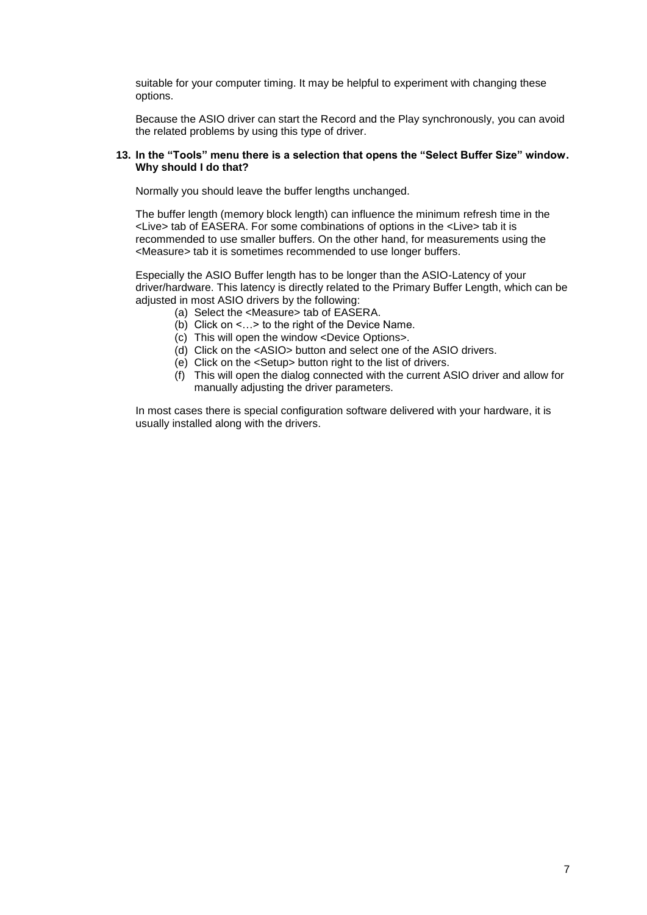suitable for your computer timing. It may be helpful to experiment with changing these options.

Because the ASIO driver can start the Record and the Play synchronously, you can avoid the related problems by using this type of driver.

**13. In the "Tools" menu there is a selection that opens the "Select Buffer Size" window. Why should I do that?**

Normally you should leave the buffer lengths unchanged.

The buffer length (memory block length) can influence the minimum refresh time in the <Live> tab of EASERA. For some combinations of options in the <Live> tab it is recommended to use smaller buffers. On the other hand, for measurements using the <Measure> tab it is sometimes recommended to use longer buffers.

Especially the ASIO Buffer length has to be longer than the ASIO-Latency of your driver/hardware. This latency is directly related to the Primary Buffer Length, which can be adjusted in most ASIO drivers by the following:

(a) Select the <Measure> tab of EASERA.
(b) Click on <…> to the right of the Device Name.
(c) This will open the window <Device Options>.
(d) Click on the <ASIO> button and select one of the ASIO drivers.
(e) Click on the <Setup> button right to the list of drivers.
(f) This will open the dialog connected with the current ASIO driver and allow for manually adjusting the driver parameters.

In most cases there is special configuration software delivered with your hardware, it is usually installed along with the drivers.